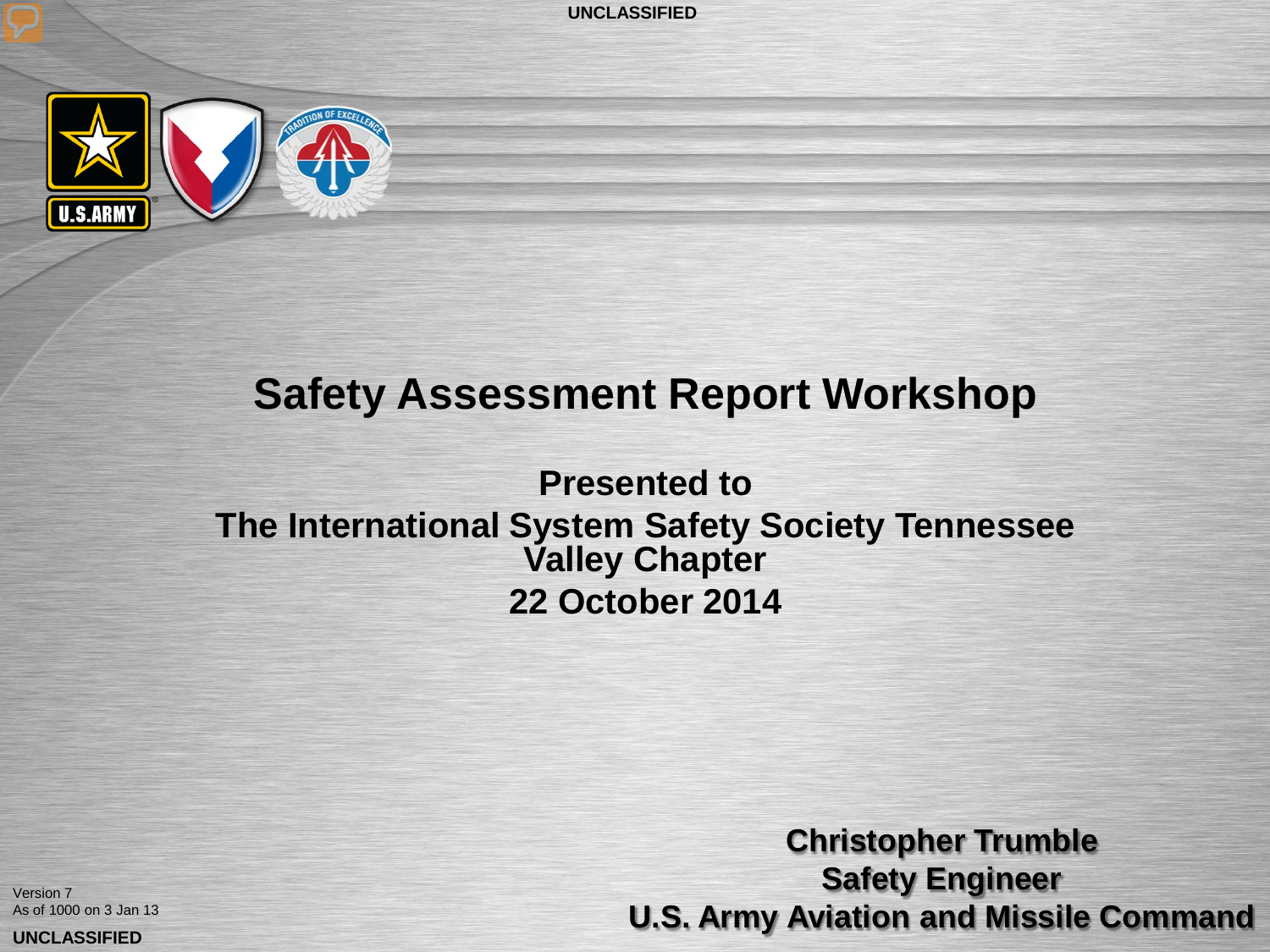# Safety Assessment Report Workshop

**Presented to**

**The International System Safety Society Tennessee Valley Chapter**

**22 October 2014**

**Christopher Trumble**
**Safety Engineer**
**U.S. Army Aviation and Missile Command**

Version 7
As of 1000 on 3 Jan 13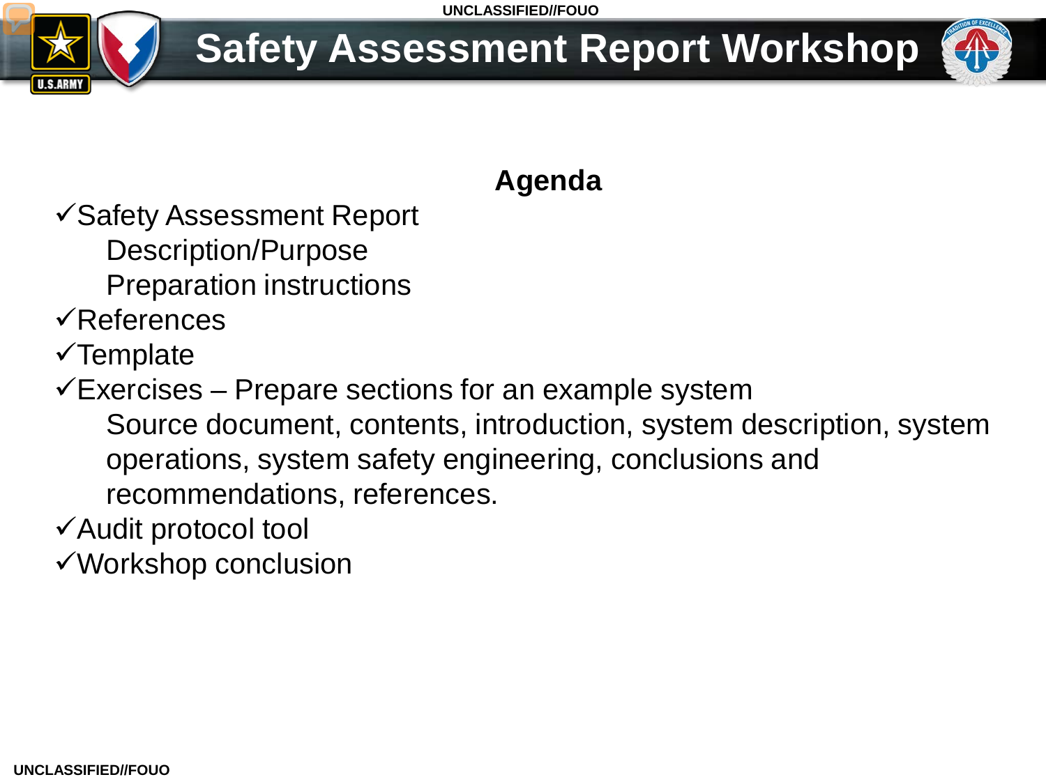# Safety Assessment Report Workshop

## Agenda

- ✓Safety Assessment Report
  - Description/Purpose
  - Preparation instructions
- ✓References
- ✓Template
- ✓Exercises – Prepare sections for an example system
  - Source document, contents, introduction, system description, system operations, system safety engineering, conclusions and recommendations, references.
- ✓Audit protocol tool
- ✓Workshop conclusion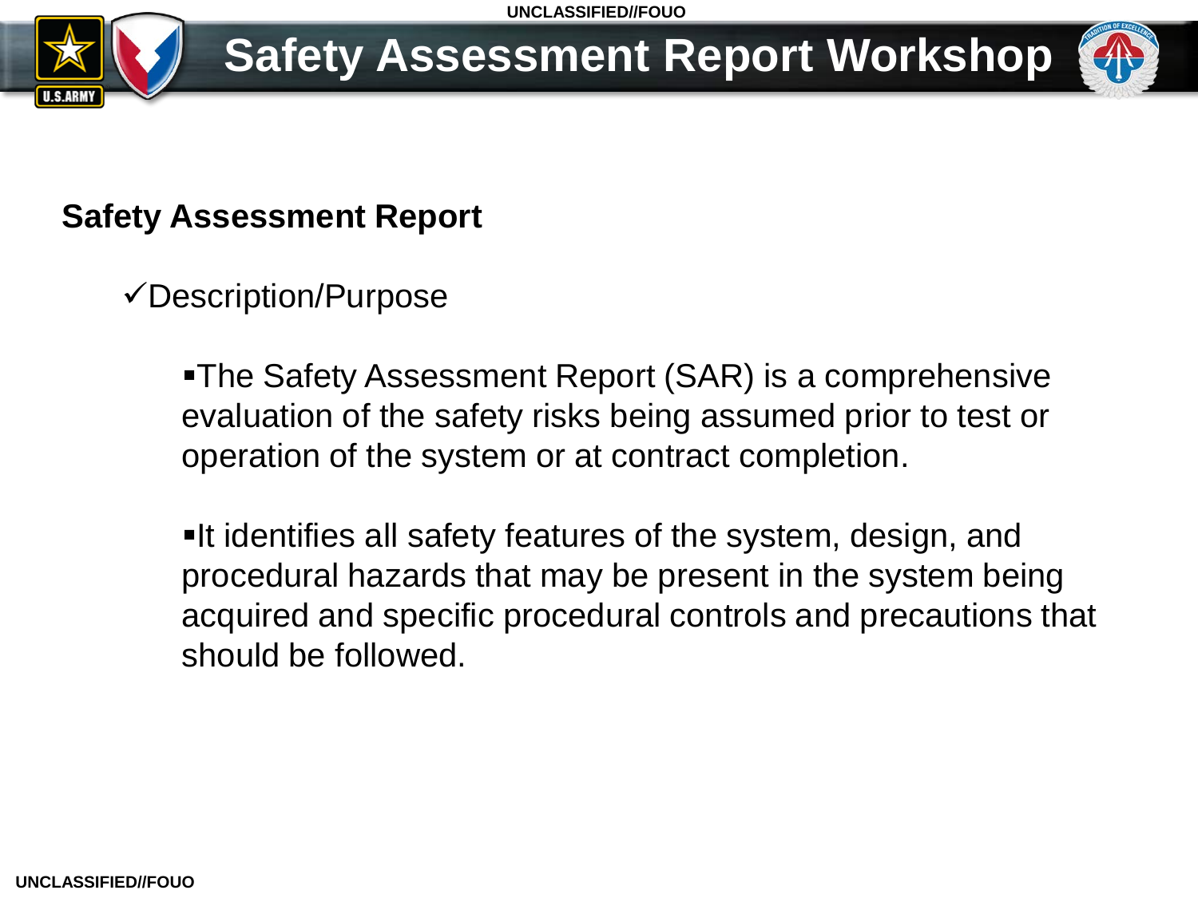# Safety Assessment Report Workshop

## Safety Assessment Report

✓Description/Purpose

- The Safety Assessment Report (SAR) is a comprehensive evaluation of the safety risks being assumed prior to test or operation of the system or at contract completion.

- It identifies all safety features of the system, design, and procedural hazards that may be present in the system being acquired and specific procedural controls and precautions that should be followed.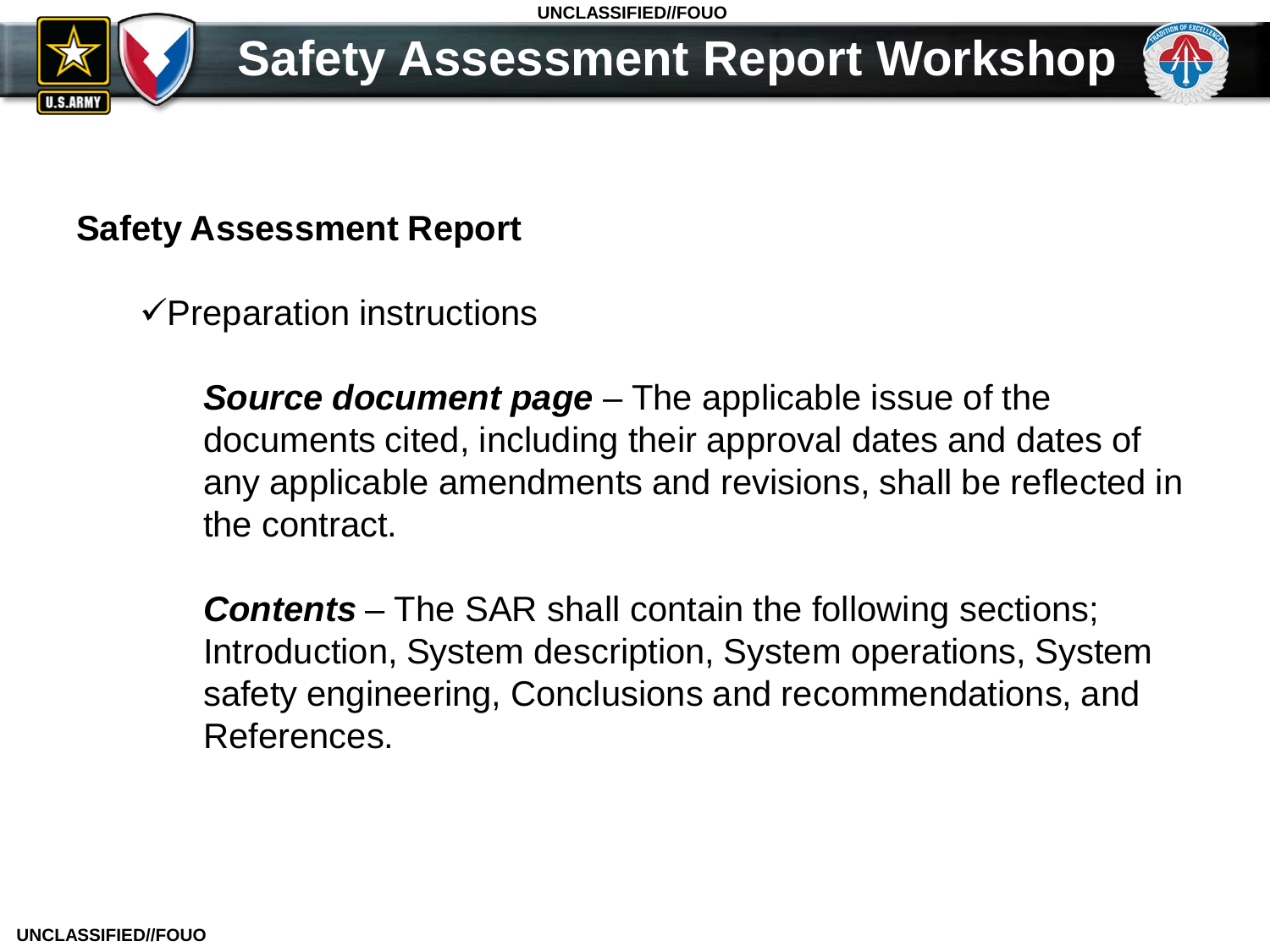## Safety Assessment Report

✓Preparation instructions

***Source document page*** – The applicable issue of the documents cited, including their approval dates and dates of any applicable amendments and revisions, shall be reflected in the contract.

***Contents*** – The SAR shall contain the following sections; Introduction, System description, System operations, System safety engineering, Conclusions and recommendations, and References.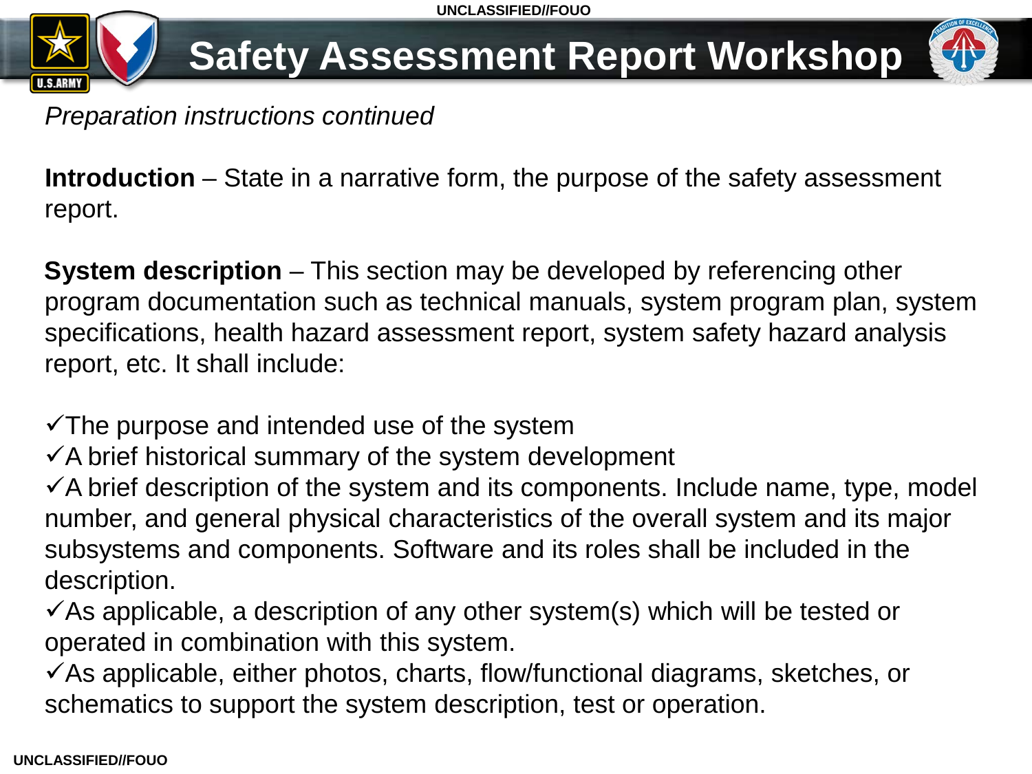# Safety Assessment Report Workshop

*Preparation instructions continued*

**Introduction** – State in a narrative form, the purpose of the safety assessment report.

**System description** – This section may be developed by referencing other program documentation such as technical manuals, system program plan, system specifications, health hazard assessment report, system safety hazard analysis report, etc. It shall include:

- ✓The purpose and intended use of the system
- ✓A brief historical summary of the system development
- ✓A brief description of the system and its components. Include name, type, model number, and general physical characteristics of the overall system and its major subsystems and components. Software and its roles shall be included in the description.
- ✓As applicable, a description of any other system(s) which will be tested or operated in combination with this system.
- ✓As applicable, either photos, charts, flow/functional diagrams, sketches, or schematics to support the system description, test or operation.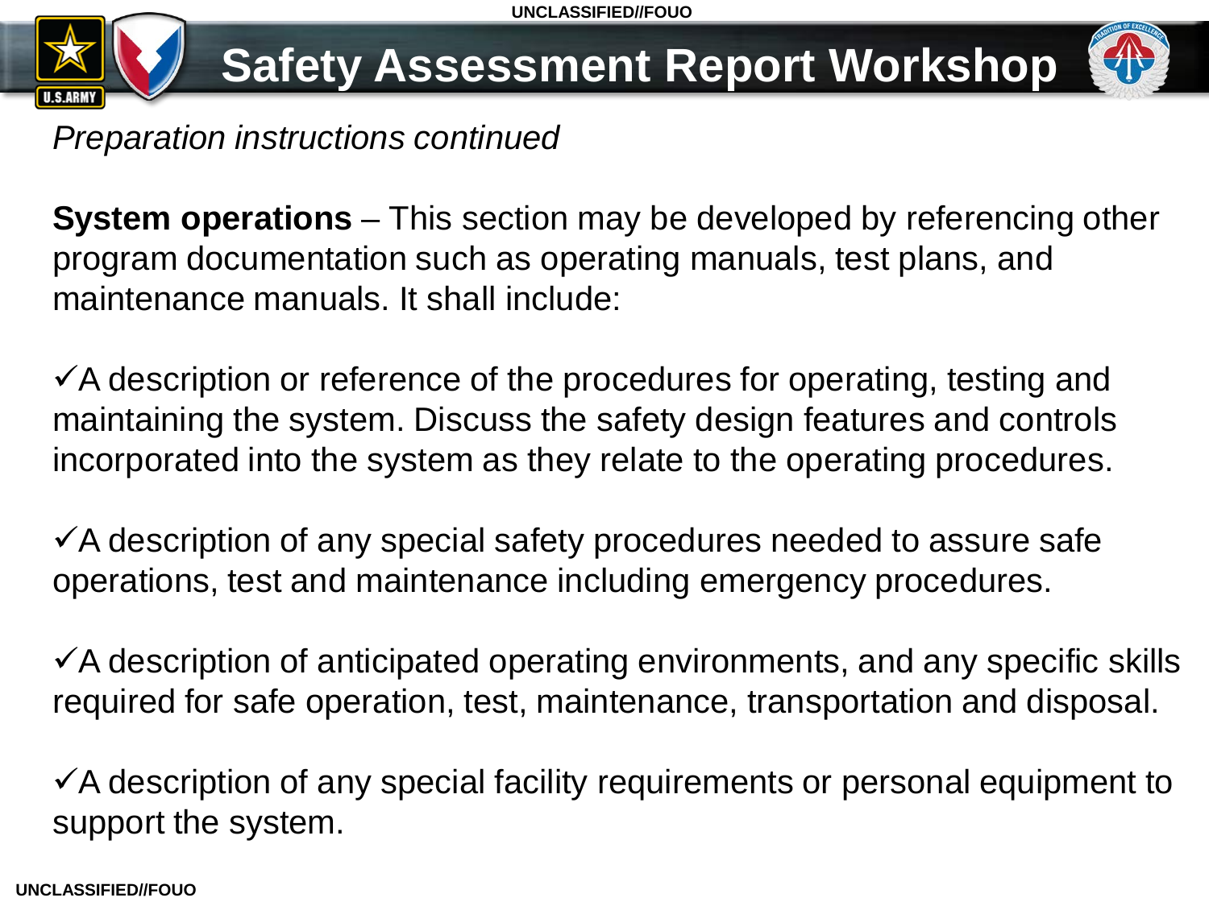# Safety Assessment Report Workshop

*Preparation instructions continued*

**System operations** – This section may be developed by referencing other program documentation such as operating manuals, test plans, and maintenance manuals. It shall include:

✓A description or reference of the procedures for operating, testing and maintaining the system. Discuss the safety design features and controls incorporated into the system as they relate to the operating procedures.

✓A description of any special safety procedures needed to assure safe operations, test and maintenance including emergency procedures.

✓A description of anticipated operating environments, and any specific skills required for safe operation, test, maintenance, transportation and disposal.

✓A description of any special facility requirements or personal equipment to support the system.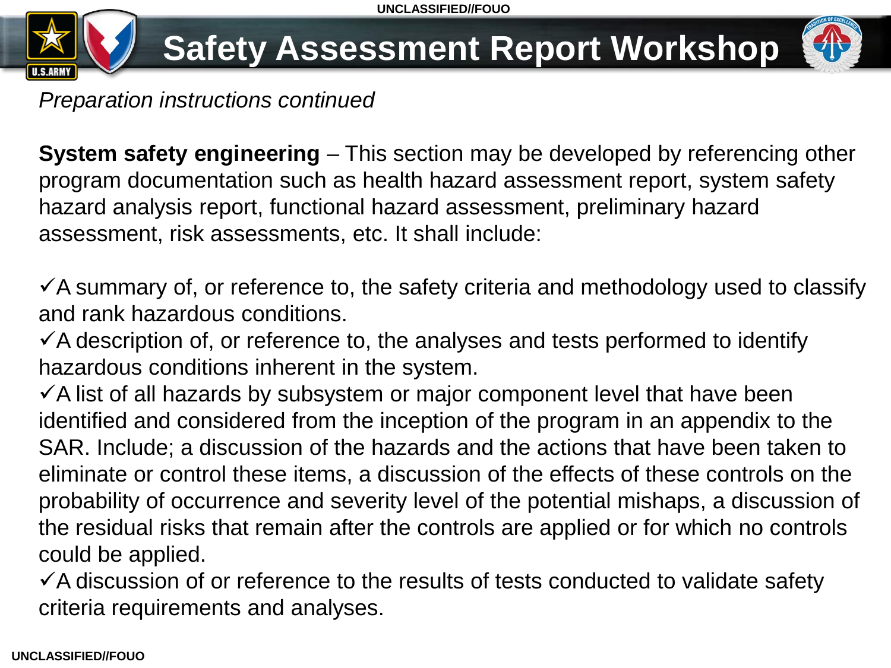# Safety Assessment Report Workshop

*Preparation instructions continued*

**System safety engineering** – This section may be developed by referencing other program documentation such as health hazard assessment report, system safety hazard analysis report, functional hazard assessment, preliminary hazard assessment, risk assessments, etc. It shall include:

- ✓A summary of, or reference to, the safety criteria and methodology used to classify and rank hazardous conditions.
- ✓A description of, or reference to, the analyses and tests performed to identify hazardous conditions inherent in the system.
- ✓A list of all hazards by subsystem or major component level that have been identified and considered from the inception of the program in an appendix to the SAR. Include; a discussion of the hazards and the actions that have been taken to eliminate or control these items, a discussion of the effects of these controls on the probability of occurrence and severity level of the potential mishaps, a discussion of the residual risks that remain after the controls are applied or for which no controls could be applied.
- ✓A discussion of or reference to the results of tests conducted to validate safety criteria requirements and analyses.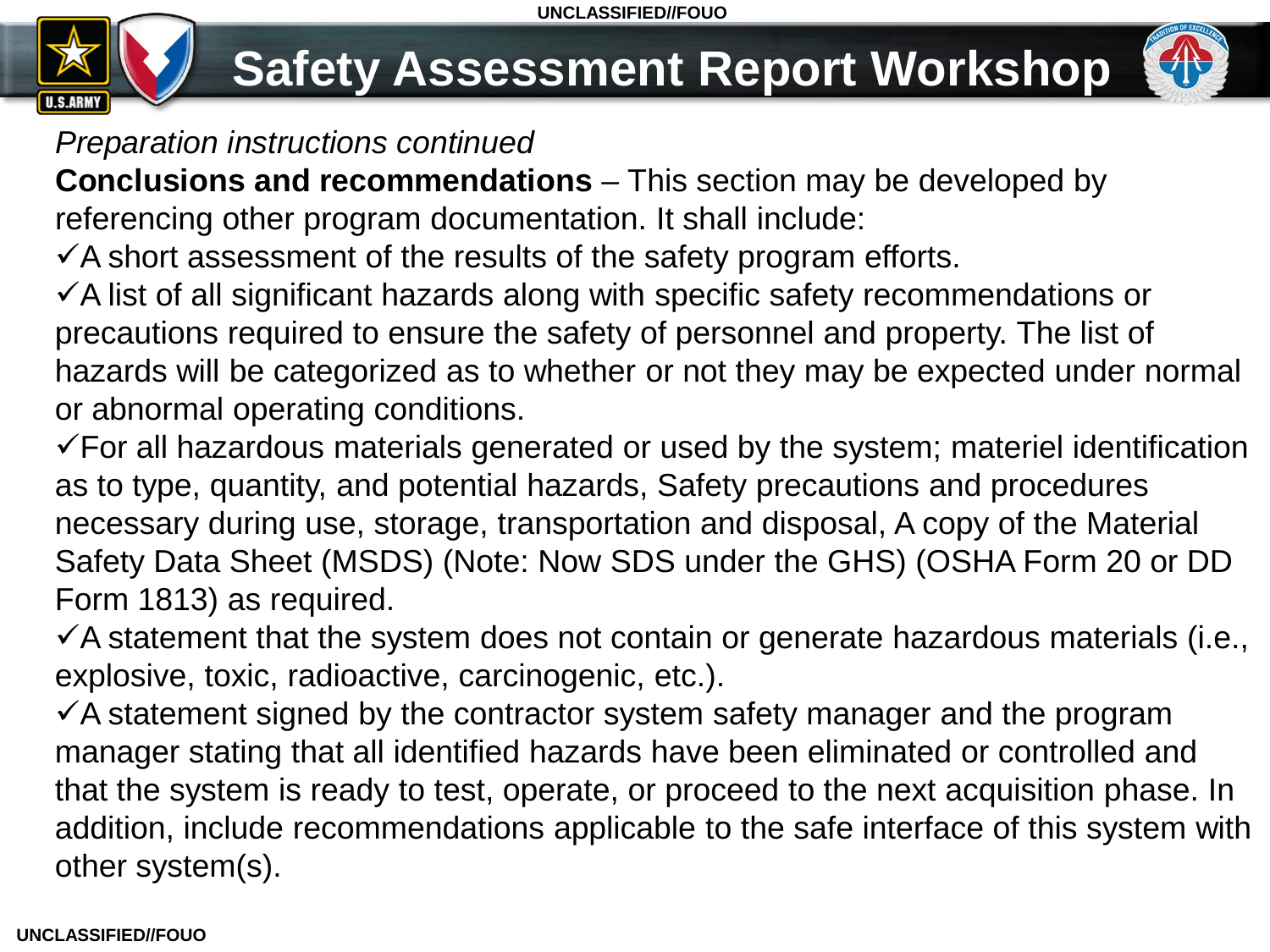# Safety Assessment Report Workshop

*Preparation instructions continued*

**Conclusions and recommendations** – This section may be developed by referencing other program documentation. It shall include:

- ✓A short assessment of the results of the safety program efforts.
- ✓A list of all significant hazards along with specific safety recommendations or precautions required to ensure the safety of personnel and property. The list of hazards will be categorized as to whether or not they may be expected under normal or abnormal operating conditions.
- ✓For all hazardous materials generated or used by the system; materiel identification as to type, quantity, and potential hazards, Safety precautions and procedures necessary during use, storage, transportation and disposal, A copy of the Material Safety Data Sheet (MSDS) (Note: Now SDS under the GHS) (OSHA Form 20 or DD Form 1813) as required.
- ✓A statement that the system does not contain or generate hazardous materials (i.e., explosive, toxic, radioactive, carcinogenic, etc.).
- ✓A statement signed by the contractor system safety manager and the program manager stating that all identified hazards have been eliminated or controlled and that the system is ready to test, operate, or proceed to the next acquisition phase. In addition, include recommendations applicable to the safe interface of this system with other system(s).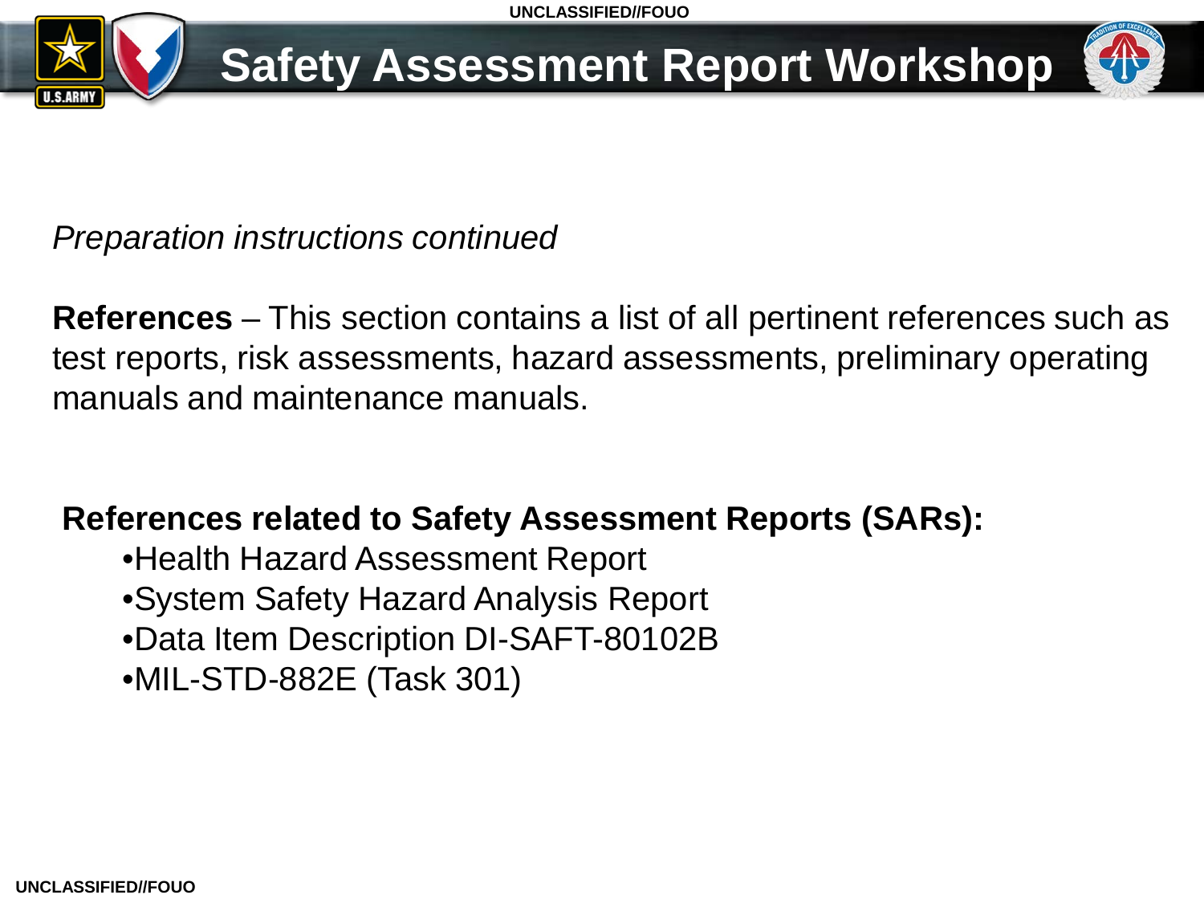# Safety Assessment Report Workshop

*Preparation instructions continued*

**References** – This section contains a list of all pertinent references such as test reports, risk assessments, hazard assessments, preliminary operating manuals and maintenance manuals.

**References related to Safety Assessment Reports (SARs):**

- Health Hazard Assessment Report
- System Safety Hazard Analysis Report
- Data Item Description DI-SAFT-80102B
- MIL-STD-882E (Task 301)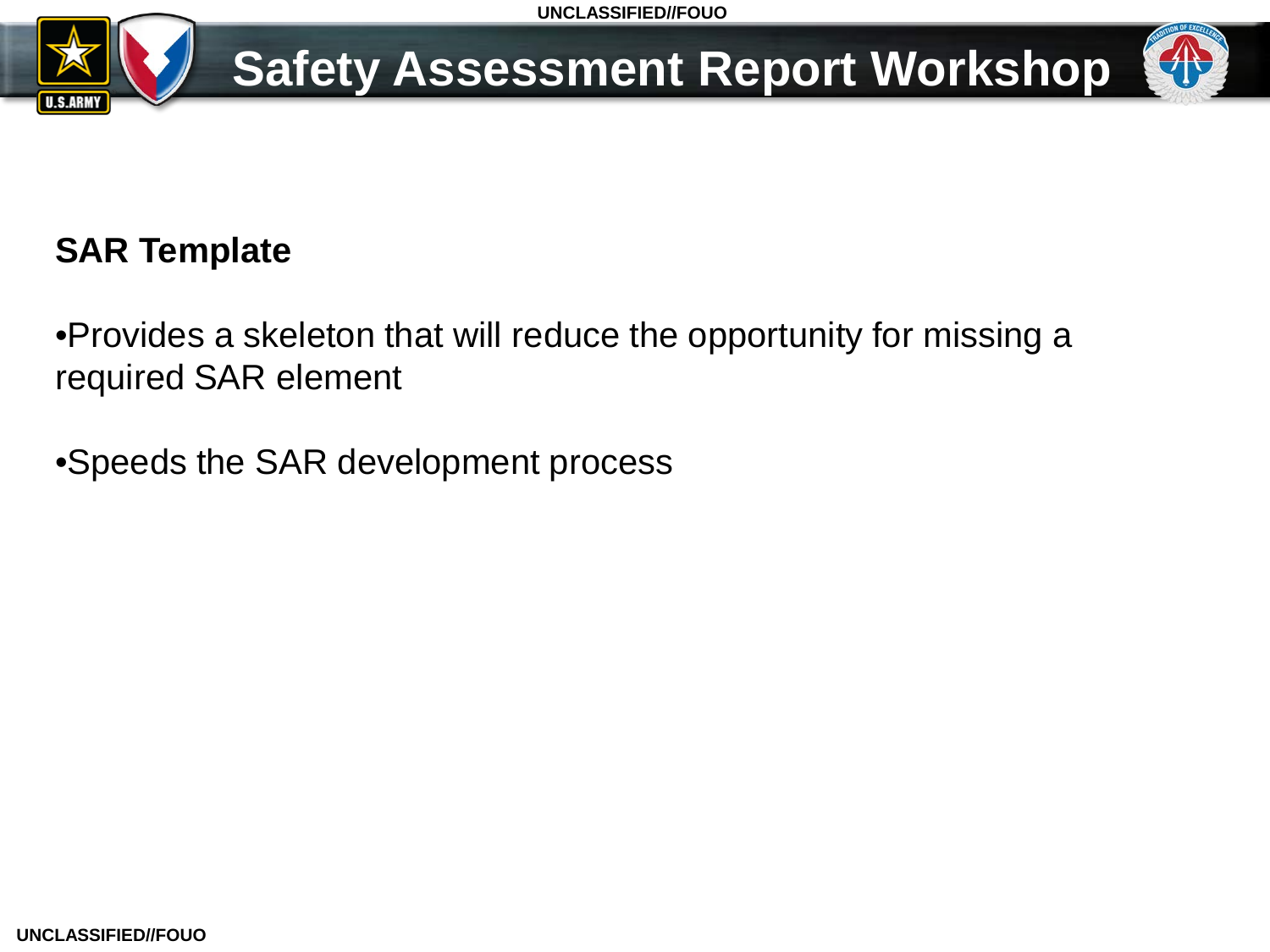## SAR Template

- Provides a skeleton that will reduce the opportunity for missing a required SAR element
- Speeds the SAR development process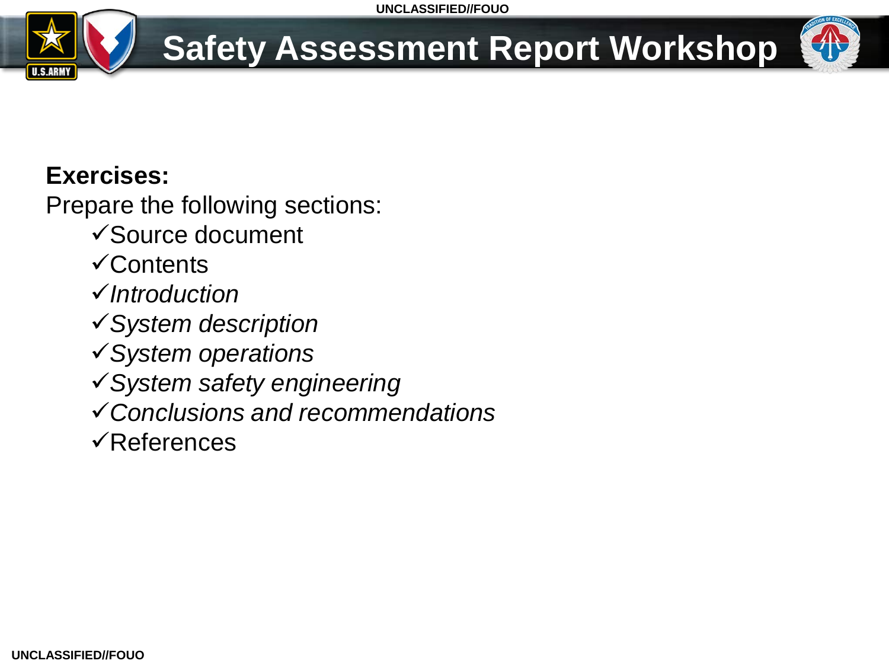# Safety Assessment Report Workshop

**Exercises:**

Prepare the following sections:

- ✓Source document
- ✓Contents
- ✓*Introduction*
- ✓*System description*
- ✓*System operations*
- ✓*System safety engineering*
- ✓*Conclusions and recommendations*
- ✓References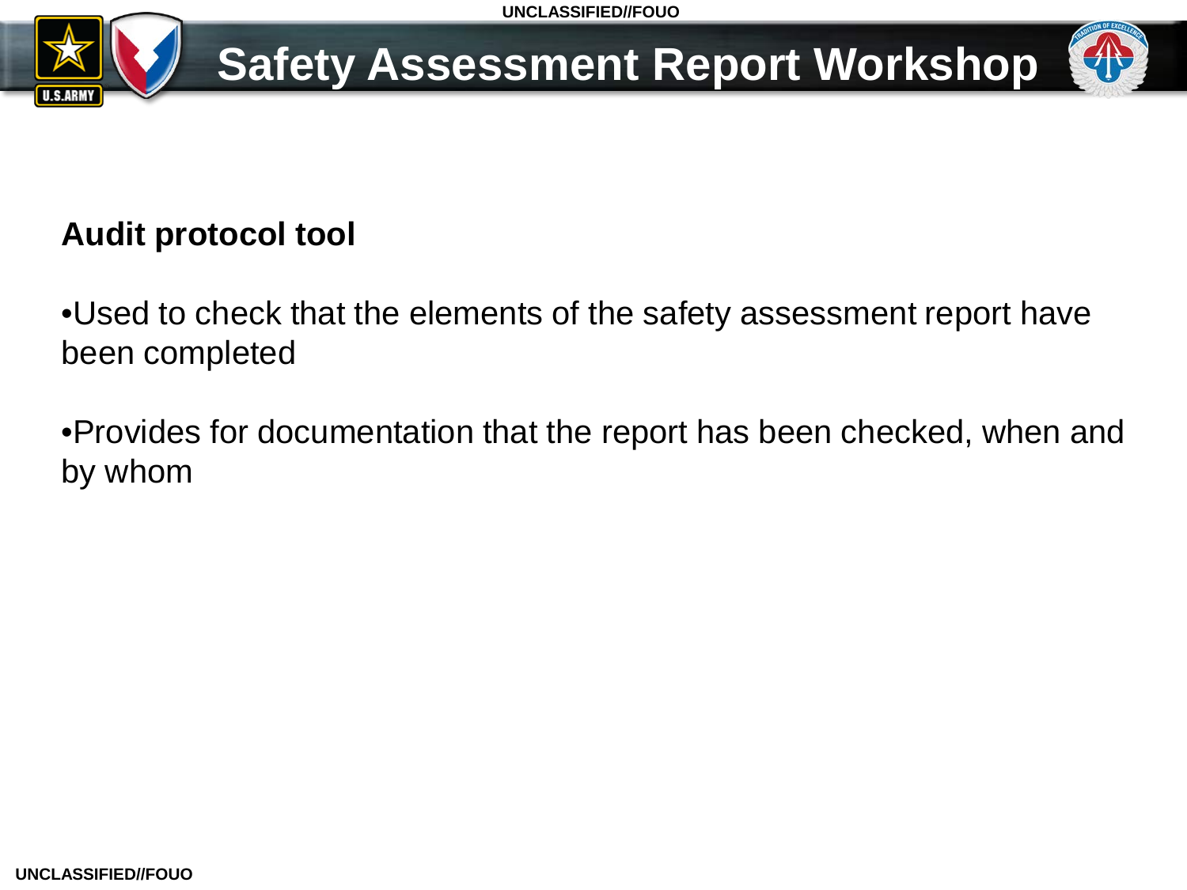# Safety Assessment Report Workshop

**Audit protocol tool**

- Used to check that the elements of the safety assessment report have been completed
- Provides for documentation that the report has been checked, when and by whom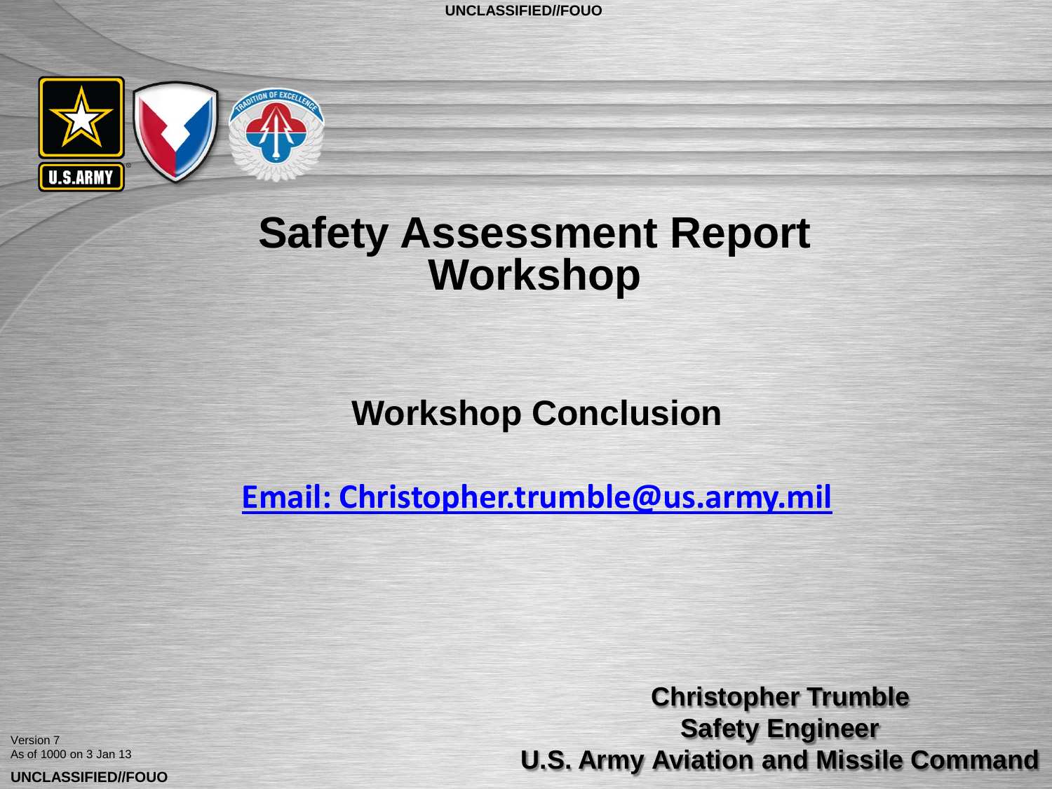# Safety Assessment Report Workshop

## Workshop Conclusion

**Email: Christopher.trumble@us.army.mil**

**Christopher Trumble**
**Safety Engineer**
**U.S. Army Aviation and Missile Command**

Version 7
As of 1000 on 3 Jan 13